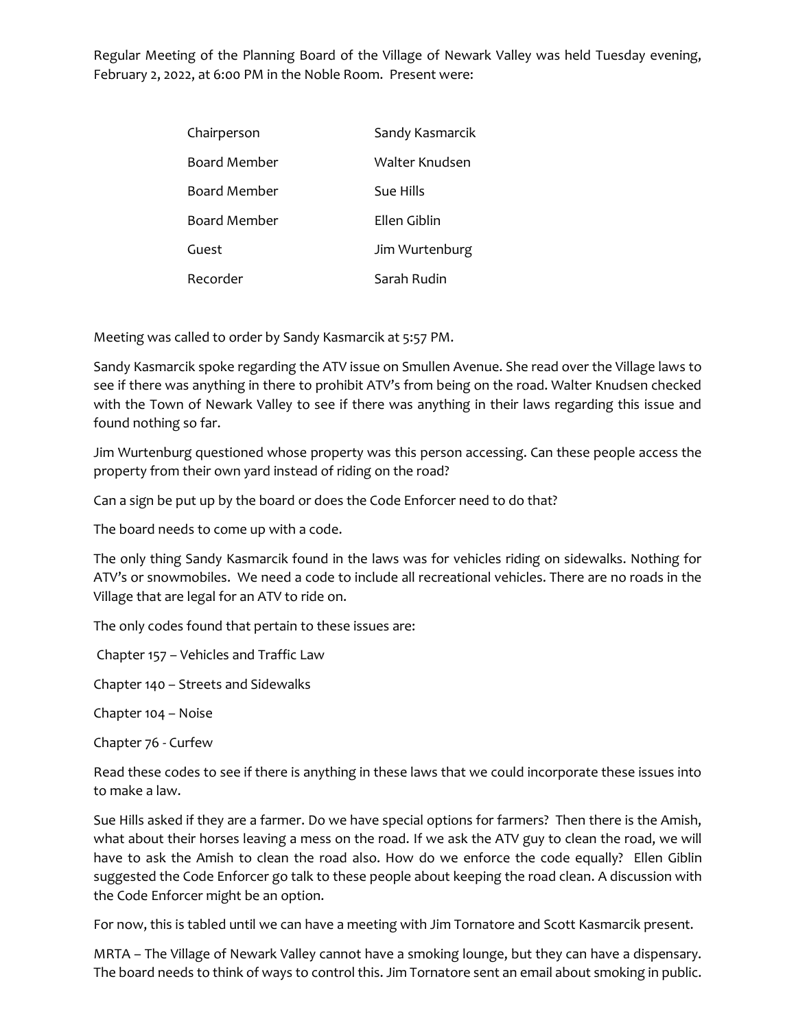Regular Meeting of the Planning Board of the Village of Newark Valley was held Tuesday evening, February 2, 2022, at 6:00 PM in the Noble Room. Present were:

| | |
|---|---|
| Chairperson | Sandy Kasmarcik |
| Board Member | Walter Knudsen |
| Board Member | Sue Hills |
| Board Member | Ellen Giblin |
| Guest | Jim Wurtenburg |
| Recorder | Sarah Rudin |

Meeting was called to order by Sandy Kasmarcik at 5:57 PM.

Sandy Kasmarcik spoke regarding the ATV issue on Smullen Avenue. She read over the Village laws to see if there was anything in there to prohibit ATV's from being on the road. Walter Knudsen checked with the Town of Newark Valley to see if there was anything in their laws regarding this issue and found nothing so far.

Jim Wurtenburg questioned whose property was this person accessing. Can these people access the property from their own yard instead of riding on the road?

Can a sign be put up by the board or does the Code Enforcer need to do that?

The board needs to come up with a code.

The only thing Sandy Kasmarcik found in the laws was for vehicles riding on sidewalks. Nothing for ATV's or snowmobiles. We need a code to include all recreational vehicles. There are no roads in the Village that are legal for an ATV to ride on.

The only codes found that pertain to these issues are:

Chapter 157 – Vehicles and Traffic Law

Chapter 140 – Streets and Sidewalks

Chapter 104 – Noise

Chapter 76 - Curfew

Read these codes to see if there is anything in these laws that we could incorporate these issues into to make a law.

Sue Hills asked if they are a farmer. Do we have special options for farmers? Then there is the Amish, what about their horses leaving a mess on the road. If we ask the ATV guy to clean the road, we will have to ask the Amish to clean the road also. How do we enforce the code equally? Ellen Giblin suggested the Code Enforcer go talk to these people about keeping the road clean. A discussion with the Code Enforcer might be an option.

For now, this is tabled until we can have a meeting with Jim Tornatore and Scott Kasmarcik present.

MRTA – The Village of Newark Valley cannot have a smoking lounge, but they can have a dispensary. The board needs to think of ways to control this. Jim Tornatore sent an email about smoking in public.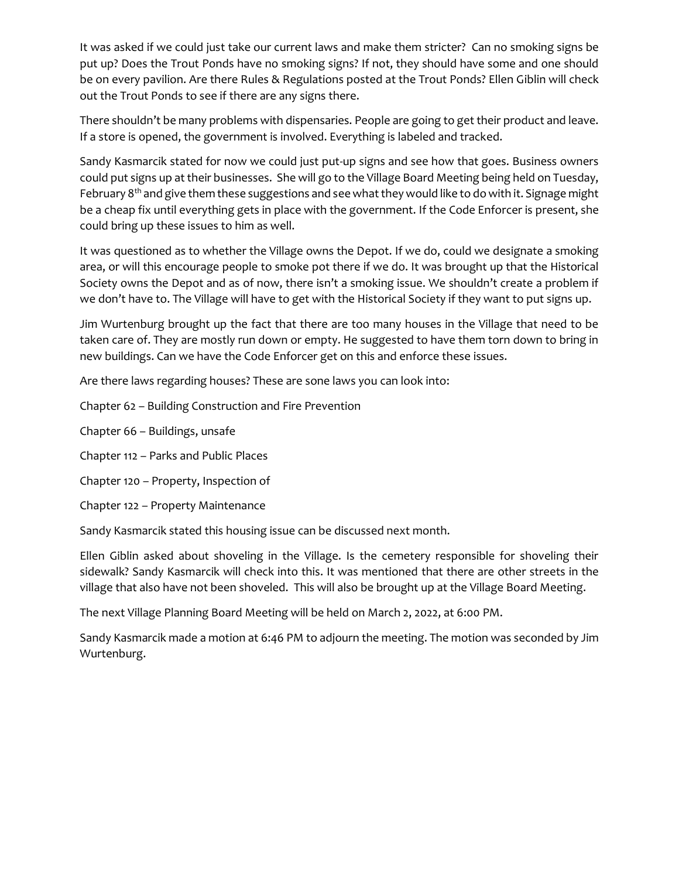It was asked if we could just take our current laws and make them stricter? Can no smoking signs be put up? Does the Trout Ponds have no smoking signs? If not, they should have some and one should be on every pavilion. Are there Rules & Regulations posted at the Trout Ponds? Ellen Giblin will check out the Trout Ponds to see if there are any signs there.

There shouldn't be many problems with dispensaries. People are going to get their product and leave. If a store is opened, the government is involved. Everything is labeled and tracked.

Sandy Kasmarcik stated for now we could just put-up signs and see how that goes. Business owners could put signs up at their businesses. She will go to the Village Board Meeting being held on Tuesday, February 8th and give them these suggestions and see what they would like to do with it. Signage might be a cheap fix until everything gets in place with the government. If the Code Enforcer is present, she could bring up these issues to him as well.

It was questioned as to whether the Village owns the Depot. If we do, could we designate a smoking area, or will this encourage people to smoke pot there if we do. It was brought up that the Historical Society owns the Depot and as of now, there isn't a smoking issue. We shouldn't create a problem if we don't have to. The Village will have to get with the Historical Society if they want to put signs up.

Jim Wurtenburg brought up the fact that there are too many houses in the Village that need to be taken care of. They are mostly run down or empty. He suggested to have them torn down to bring in new buildings. Can we have the Code Enforcer get on this and enforce these issues.

Are there laws regarding houses? These are sone laws you can look into:

Chapter 62 – Building Construction and Fire Prevention

Chapter 66 – Buildings, unsafe

Chapter 112 – Parks and Public Places

Chapter 120 – Property, Inspection of

Chapter 122 – Property Maintenance

Sandy Kasmarcik stated this housing issue can be discussed next month.

Ellen Giblin asked about shoveling in the Village. Is the cemetery responsible for shoveling their sidewalk? Sandy Kasmarcik will check into this. It was mentioned that there are other streets in the village that also have not been shoveled. This will also be brought up at the Village Board Meeting.

The next Village Planning Board Meeting will be held on March 2, 2022, at 6:00 PM.

Sandy Kasmarcik made a motion at 6:46 PM to adjourn the meeting. The motion was seconded by Jim Wurtenburg.